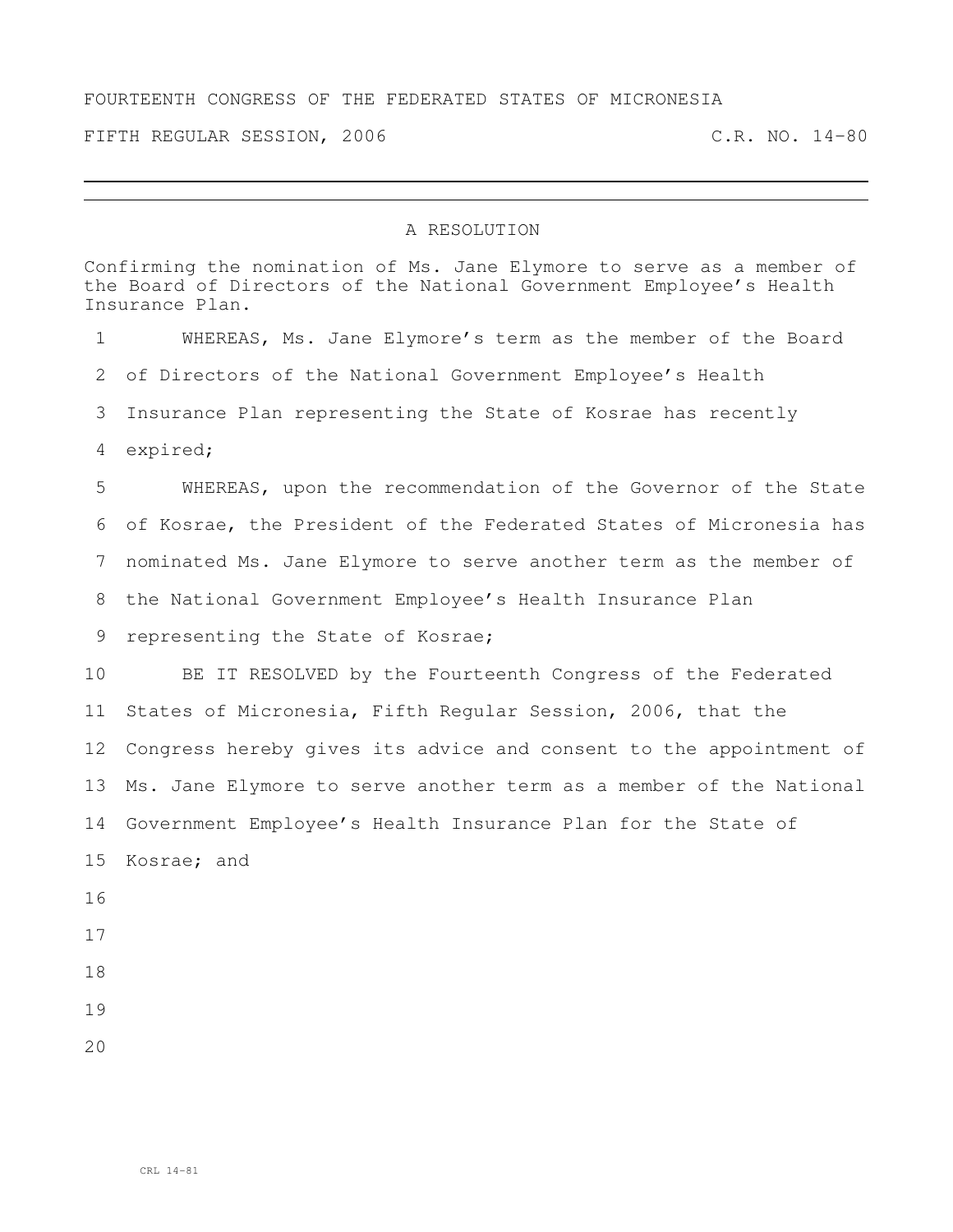FOURTEENTH CONGRESS OF THE FEDERATED STATES OF MICRONESIA

FIFTH REGULAR SESSION, 2006 C.R. NO. 14-80

---

# A RESOLUTION

Confirming the nomination of Ms. Jane Elymore to serve as a member of the Board of Directors of the National Government Employee's Health Insurance Plan.

WHEREAS, Ms. Jane Elymore's term as the member of the Board of Directors of the National Government Employee's Health Insurance Plan representing the State of Kosrae has recently expired;

WHEREAS, upon the recommendation of the Governor of the State of Kosrae, the President of the Federated States of Micronesia has nominated Ms. Jane Elymore to serve another term as the member of the National Government Employee's Health Insurance Plan representing the State of Kosrae;

BE IT RESOLVED by the Fourteenth Congress of the Federated States of Micronesia, Fifth Regular Session, 2006, that the Congress hereby gives its advice and consent to the appointment of Ms. Jane Elymore to serve another term as a member of the National Government Employee's Health Insurance Plan for the State of Kosrae; and

CRL 14-81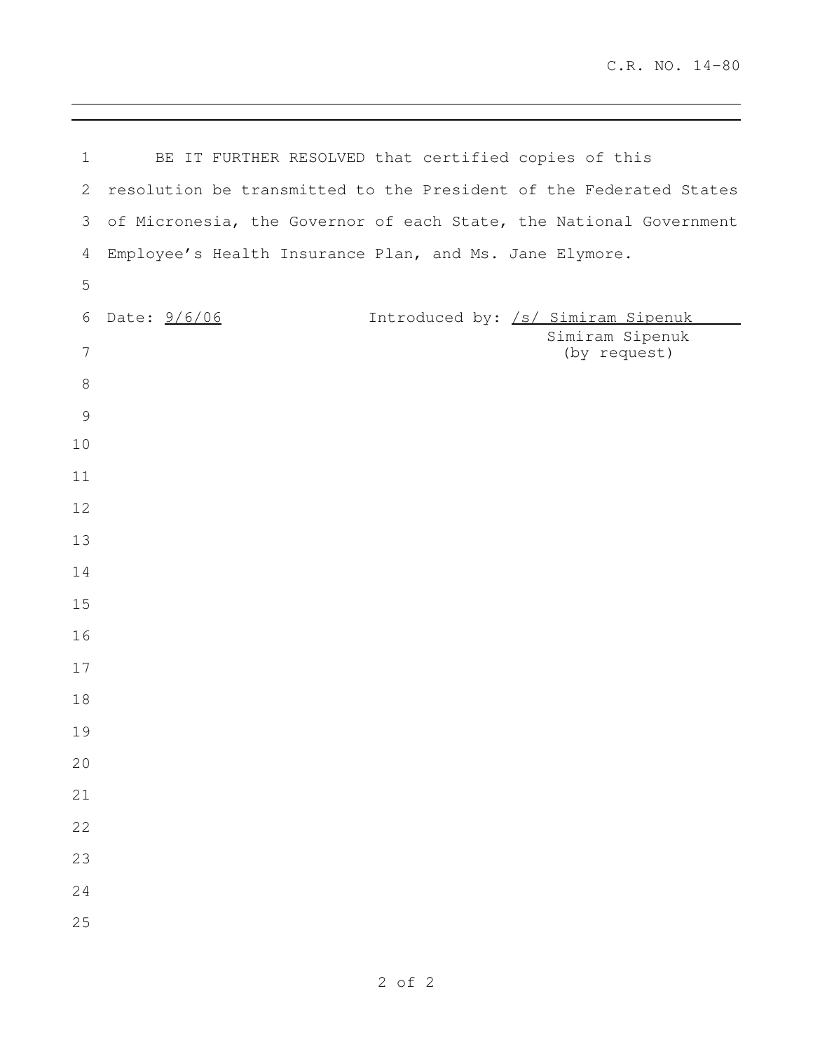BE IT FURTHER RESOLVED that certified copies of this resolution be transmitted to the President of the Federated States of Micronesia, the Governor of each State, the National Government Employee's Health Insurance Plan, and Ms. Jane Elymore.

Date: 9/6/06 Introduced by: /s/ Simiram Sipenuk

Simiram Sipenuk
(by request)